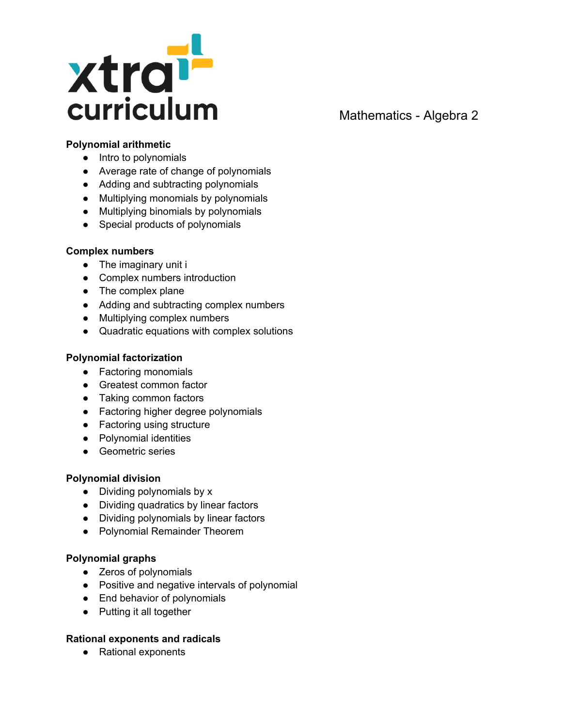xtra curriculum

Mathematics - Algebra 2

**Polynomial arithmetic**
- Intro to polynomials
- Average rate of change of polynomials
- Adding and subtracting polynomials
- Multiplying monomials by polynomials
- Multiplying binomials by polynomials
- Special products of polynomials

**Complex numbers**
- The imaginary unit i
- Complex numbers introduction
- The complex plane
- Adding and subtracting complex numbers
- Multiplying complex numbers
- Quadratic equations with complex solutions

**Polynomial factorization**
- Factoring monomials
- Greatest common factor
- Taking common factors
- Factoring higher degree polynomials
- Factoring using structure
- Polynomial identities
- Geometric series

**Polynomial division**
- Dividing polynomials by x
- Dividing quadratics by linear factors
- Dividing polynomials by linear factors
- Polynomial Remainder Theorem

**Polynomial graphs**
- Zeros of polynomials
- Positive and negative intervals of polynomial
- End behavior of polynomials
- Putting it all together

**Rational exponents and radicals**
- Rational exponents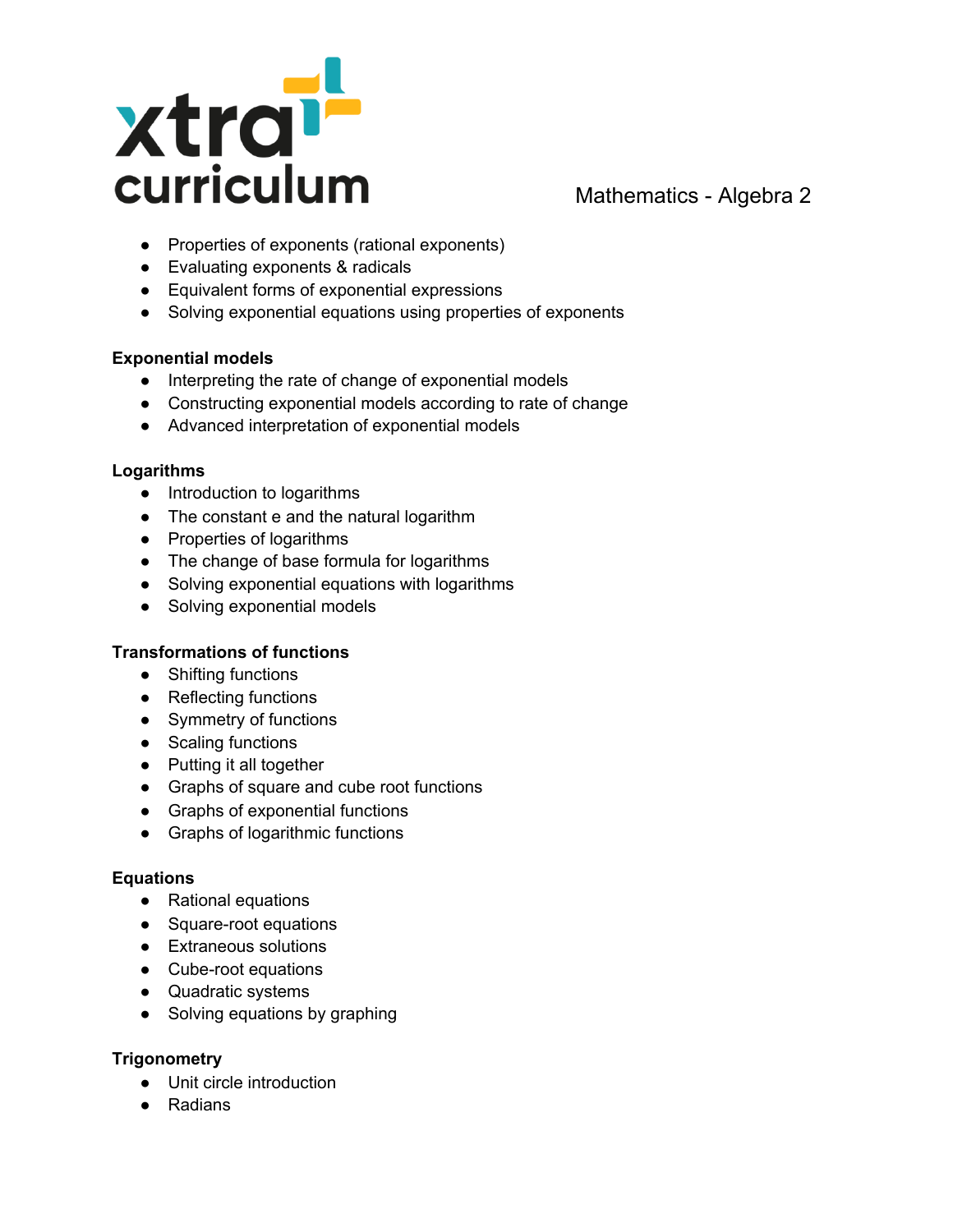- Properties of exponents (rational exponents)
- Evaluating exponents & radicals
- Equivalent forms of exponential expressions
- Solving exponential equations using properties of exponents

**Exponential models**
- Interpreting the rate of change of exponential models
- Constructing exponential models according to rate of change
- Advanced interpretation of exponential models

**Logarithms**
- Introduction to logarithms
- The constant e and the natural logarithm
- Properties of logarithms
- The change of base formula for logarithms
- Solving exponential equations with logarithms
- Solving exponential models

**Transformations of functions**
- Shifting functions
- Reflecting functions
- Symmetry of functions
- Scaling functions
- Putting it all together
- Graphs of square and cube root functions
- Graphs of exponential functions
- Graphs of logarithmic functions

**Equations**
- Rational equations
- Square-root equations
- Extraneous solutions
- Cube-root equations
- Quadratic systems
- Solving equations by graphing

**Trigonometry**
- Unit circle introduction
- Radians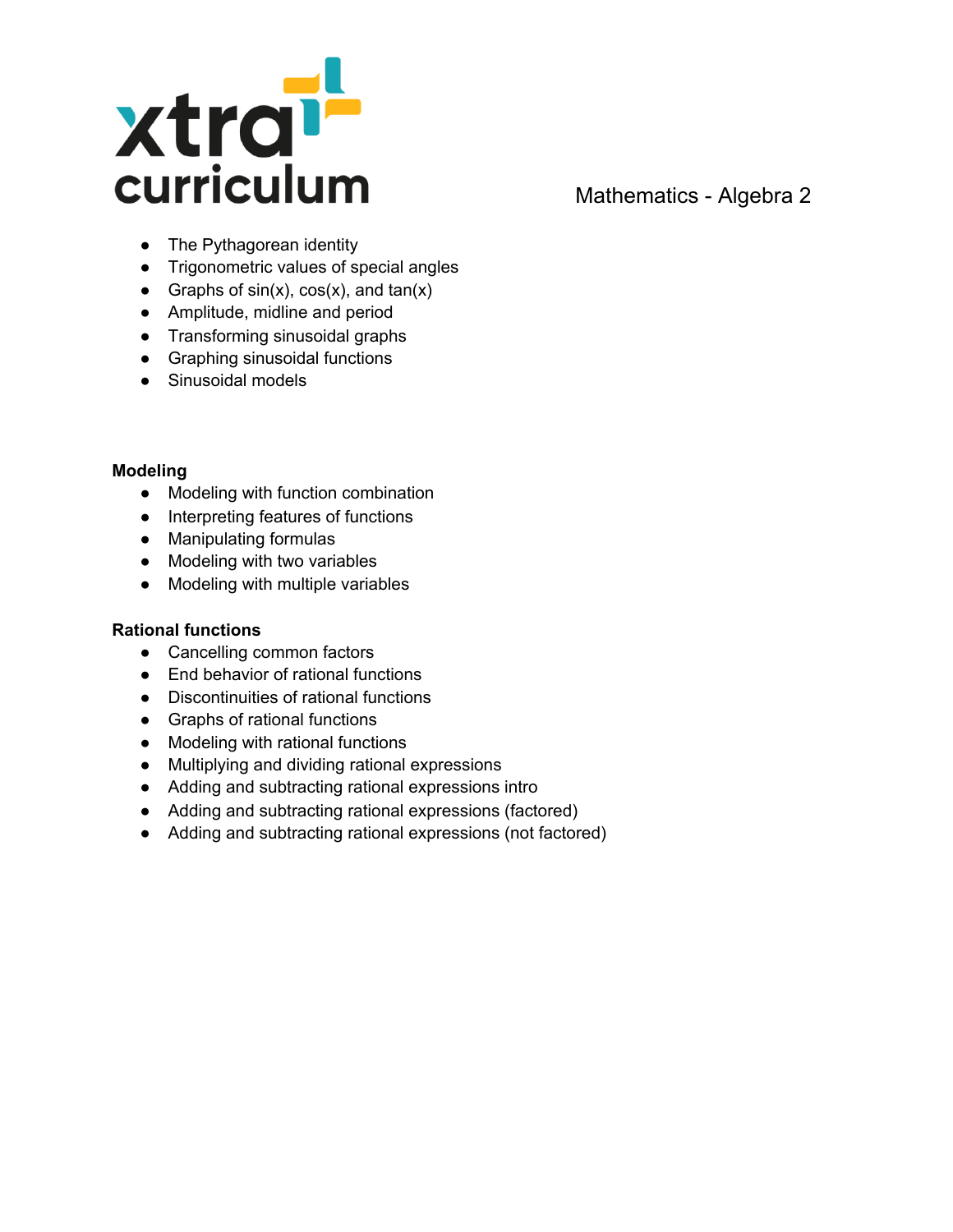- The Pythagorean identity
- Trigonometric values of special angles
- Graphs of sin(x), cos(x), and tan(x)
- Amplitude, midline and period
- Transforming sinusoidal graphs
- Graphing sinusoidal functions
- Sinusoidal models

**Modeling**

- Modeling with function combination
- Interpreting features of functions
- Manipulating formulas
- Modeling with two variables
- Modeling with multiple variables

**Rational functions**

- Cancelling common factors
- End behavior of rational functions
- Discontinuities of rational functions
- Graphs of rational functions
- Modeling with rational functions
- Multiplying and dividing rational expressions
- Adding and subtracting rational expressions intro
- Adding and subtracting rational expressions (factored)
- Adding and subtracting rational expressions (not factored)